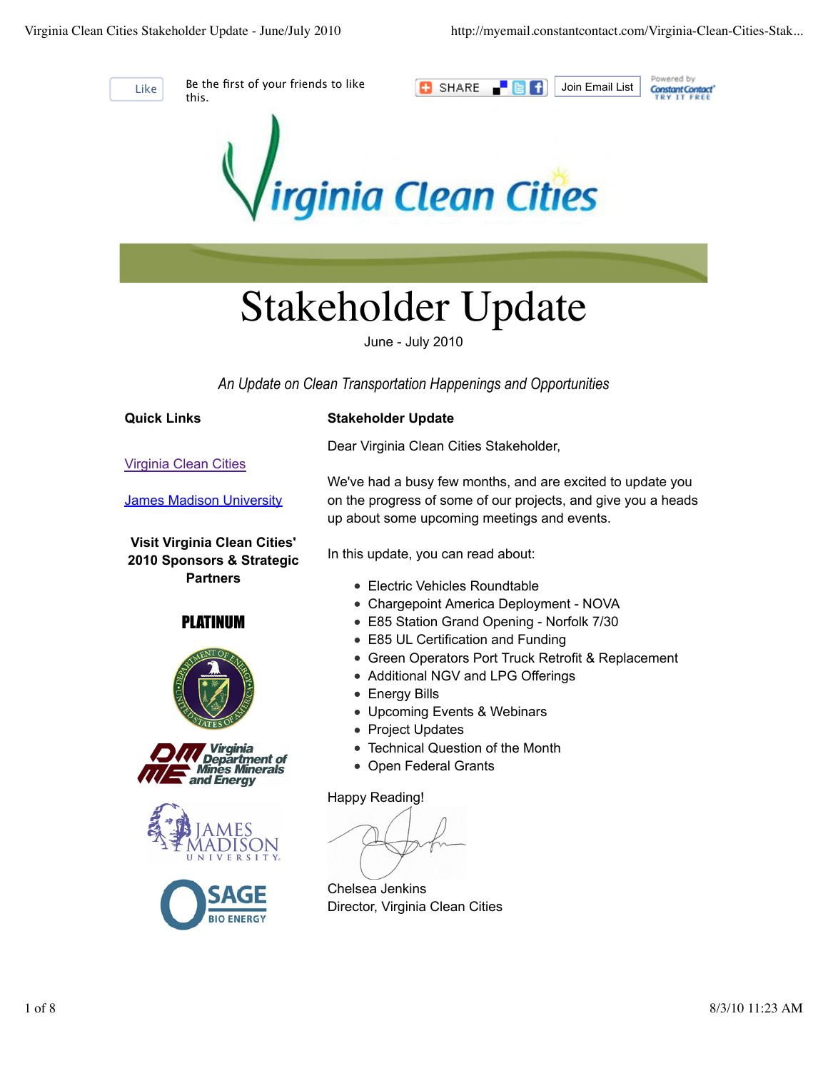Like | Be the first of your friends to like this. | SHARE | Join Email List

# Virginia Clean Cities

# Stakeholder Update

June - July 2010

*An Update on Clean Transportation Happenings and Opportunities*

**Quick Links**

[Virginia Clean Cities]

[James Madison University]

**Visit Virginia Clean Cities' 2010 Sponsors & Strategic Partners**

**PLATINUM**

Department of Energy, United States of America

Virginia Department of Mines Minerals and Energy

James Madison University

Osage Bio Energy

**Stakeholder Update**

Dear Virginia Clean Cities Stakeholder,

We've had a busy few months, and are excited to update you on the progress of some of our projects, and give you a heads up about some upcoming meetings and events.

In this update, you can read about:

- Electric Vehicles Roundtable
- Chargepoint America Deployment - NOVA
- E85 Station Grand Opening - Norfolk 7/30
- E85 UL Certification and Funding
- Green Operators Port Truck Retrofit & Replacement
- Additional NGV and LPG Offerings
- Energy Bills
- Upcoming Events & Webinars
- Project Updates
- Technical Question of the Month
- Open Federal Grants

Happy Reading!

Chelsea Jenkins
Director, Virginia Clean Cities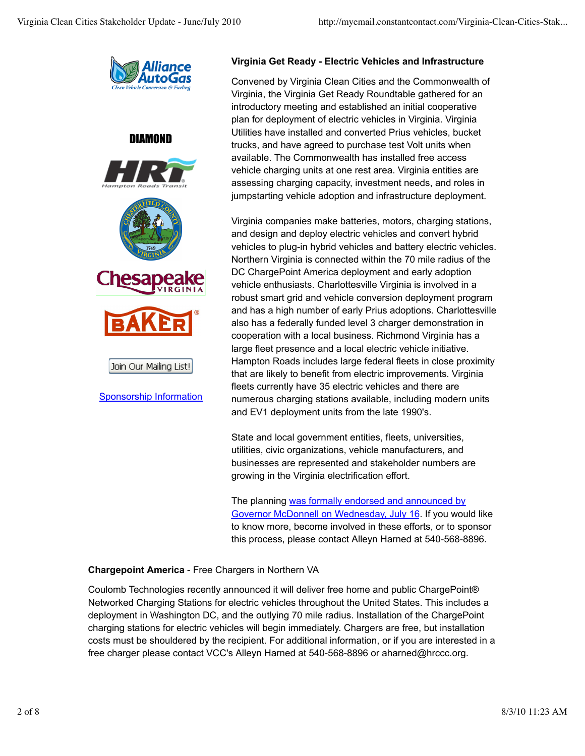Alliance AutoGas
Clean Vehicle Conversion & Fueling

**DIAMOND**

HRT Hampton Roads Transit

Chesapeake VIRGINIA

BAKER

Join Our Mailing List!

[Sponsorship Information]

**Virginia Get Ready - Electric Vehicles and Infrastructure**

Convened by Virginia Clean Cities and the Commonwealth of Virginia, the Virginia Get Ready Roundtable gathered for an introductory meeting and established an initial cooperative plan for deployment of electric vehicles in Virginia. Virginia Utilities have installed and converted Prius vehicles, bucket trucks, and have agreed to purchase test Volt units when available. The Commonwealth has installed free access vehicle charging units at one rest area. Virginia entities are assessing charging capacity, investment needs, and roles in jumpstarting vehicle adoption and infrastructure deployment.

Virginia companies make batteries, motors, charging stations, and design and deploy electric vehicles and convert hybrid vehicles to plug-in hybrid vehicles and battery electric vehicles. Northern Virginia is connected within the 70 mile radius of the DC ChargePoint America deployment and early adoption vehicle enthusiasts. Charlottesville Virginia is involved in a robust smart grid and vehicle conversion deployment program and has a high number of early Prius adoptions. Charlottesville also has a federally funded level 3 charger demonstration in cooperation with a local business. Richmond Virginia has a large fleet presence and a local electric vehicle initiative. Hampton Roads includes large federal fleets in close proximity that are likely to benefit from electric improvements. Virginia fleets currently have 35 electric vehicles and there are numerous charging stations available, including modern units and EV1 deployment units from the late 1990's.

State and local government entities, fleets, universities, utilities, civic organizations, vehicle manufacturers, and businesses are represented and stakeholder numbers are growing in the Virginia electrification effort.

The planning [was formally endorsed and announced by Governor McDonnell on Wednesday, July 16]. If you would like to know more, become involved in these efforts, or to sponsor this process, please contact Alleyn Harned at 540-568-8896.

**Chargepoint America** - Free Chargers in Northern VA

Coulomb Technologies recently announced it will deliver free home and public ChargePoint® Networked Charging Stations for electric vehicles throughout the United States. This includes a deployment in Washington DC, and the outlying 70 mile radius. Installation of the ChargePoint charging stations for electric vehicles will begin immediately. Chargers are free, but installation costs must be shouldered by the recipient. For additional information, or if you are interested in a free charger please contact VCC's Alleyn Harned at 540-568-8896 or aharned@hrccc.org.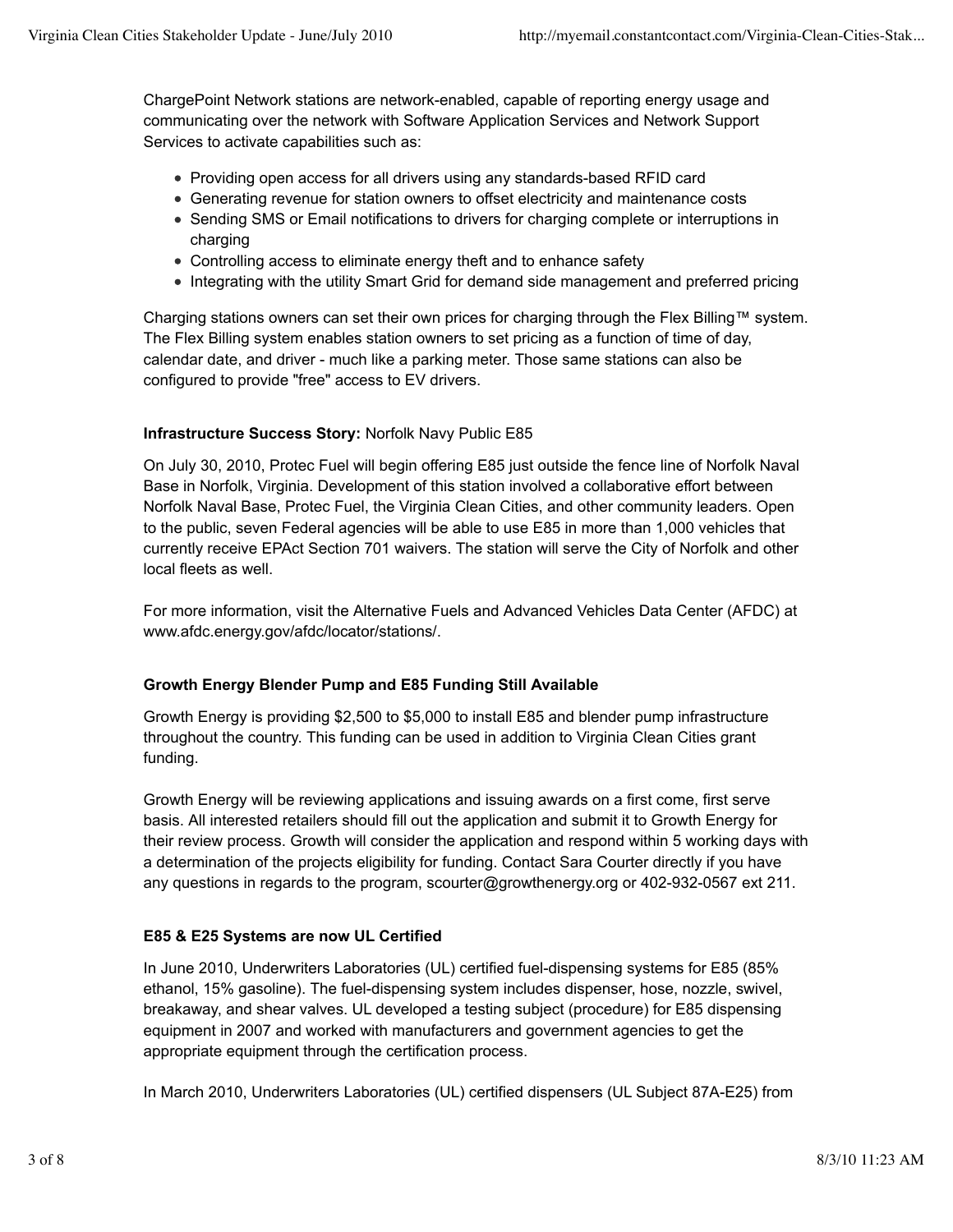ChargePoint Network stations are network-enabled, capable of reporting energy usage and communicating over the network with Software Application Services and Network Support Services to activate capabilities such as:

- Providing open access for all drivers using any standards-based RFID card
- Generating revenue for station owners to offset electricity and maintenance costs
- Sending SMS or Email notifications to drivers for charging complete or interruptions in charging
- Controlling access to eliminate energy theft and to enhance safety
- Integrating with the utility Smart Grid for demand side management and preferred pricing

Charging stations owners can set their own prices for charging through the Flex Billing™ system. The Flex Billing system enables station owners to set pricing as a function of time of day, calendar date, and driver - much like a parking meter. Those same stations can also be configured to provide "free" access to EV drivers.

**Infrastructure Success Story:** Norfolk Navy Public E85

On July 30, 2010, Protec Fuel will begin offering E85 just outside the fence line of Norfolk Naval Base in Norfolk, Virginia. Development of this station involved a collaborative effort between Norfolk Naval Base, Protec Fuel, the Virginia Clean Cities, and other community leaders. Open to the public, seven Federal agencies will be able to use E85 in more than 1,000 vehicles that currently receive EPAct Section 701 waivers. The station will serve the City of Norfolk and other local fleets as well.

For more information, visit the Alternative Fuels and Advanced Vehicles Data Center (AFDC) at www.afdc.energy.gov/afdc/locator/stations/.

**Growth Energy Blender Pump and E85 Funding Still Available**

Growth Energy is providing $2,500 to $5,000 to install E85 and blender pump infrastructure throughout the country. This funding can be used in addition to Virginia Clean Cities grant funding.

Growth Energy will be reviewing applications and issuing awards on a first come, first serve basis. All interested retailers should fill out the application and submit it to Growth Energy for their review process. Growth will consider the application and respond within 5 working days with a determination of the projects eligibility for funding. Contact Sara Courter directly if you have any questions in regards to the program, scourter@growthenergy.org or 402-932-0567 ext 211.

**E85 & E25 Systems are now UL Certified**

In June 2010, Underwriters Laboratories (UL) certified fuel-dispensing systems for E85 (85% ethanol, 15% gasoline). The fuel-dispensing system includes dispenser, hose, nozzle, swivel, breakaway, and shear valves. UL developed a testing subject (procedure) for E85 dispensing equipment in 2007 and worked with manufacturers and government agencies to get the appropriate equipment through the certification process.

In March 2010, Underwriters Laboratories (UL) certified dispensers (UL Subject 87A-E25) from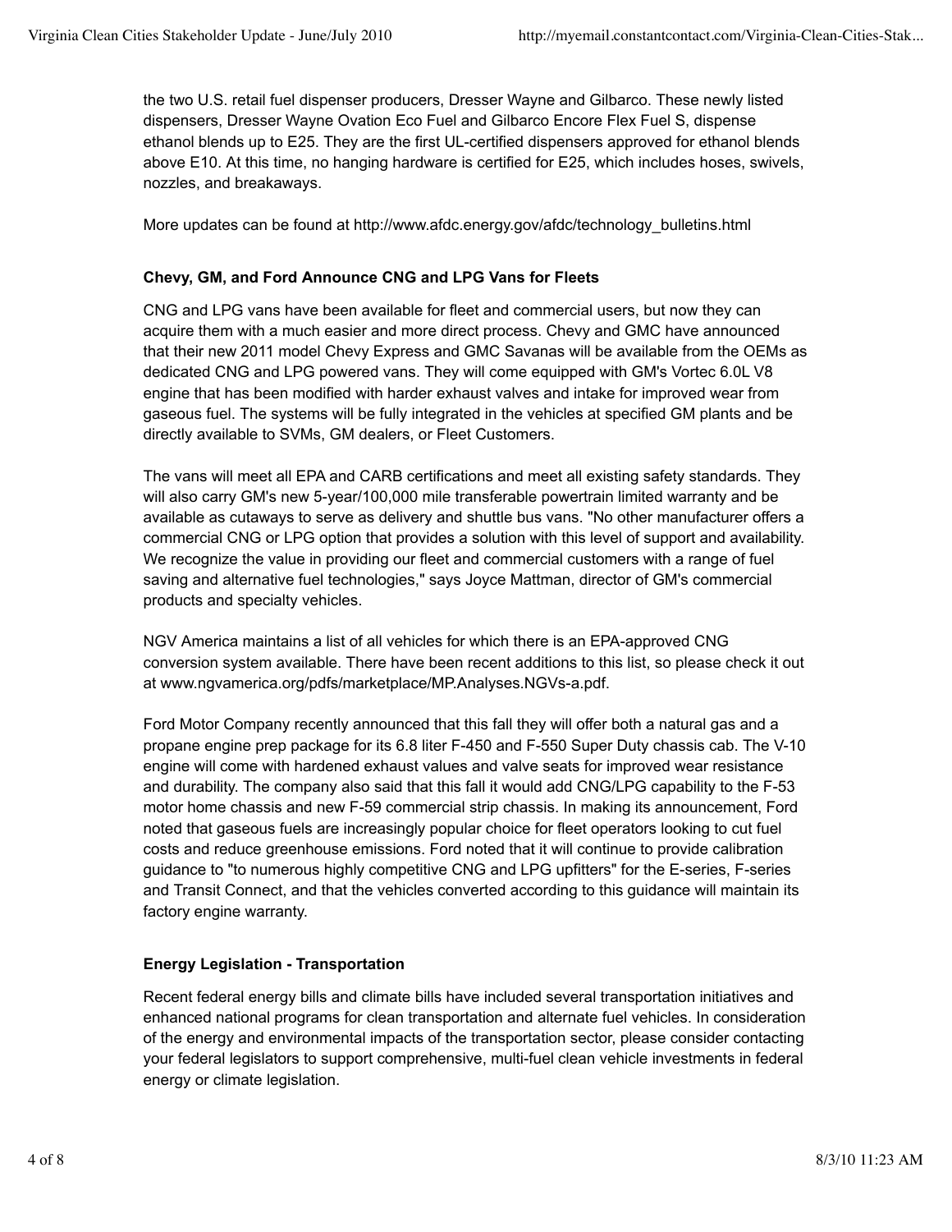the two U.S. retail fuel dispenser producers, Dresser Wayne and Gilbarco. These newly listed dispensers, Dresser Wayne Ovation Eco Fuel and Gilbarco Encore Flex Fuel S, dispense ethanol blends up to E25. They are the first UL-certified dispensers approved for ethanol blends above E10. At this time, no hanging hardware is certified for E25, which includes hoses, swivels, nozzles, and breakaways.

More updates can be found at http://www.afdc.energy.gov/afdc/technology_bulletins.html

**Chevy, GM, and Ford Announce CNG and LPG Vans for Fleets**

CNG and LPG vans have been available for fleet and commercial users, but now they can acquire them with a much easier and more direct process. Chevy and GMC have announced that their new 2011 model Chevy Express and GMC Savanas will be available from the OEMs as dedicated CNG and LPG powered vans. They will come equipped with GM's Vortec 6.0L V8 engine that has been modified with harder exhaust valves and intake for improved wear from gaseous fuel. The systems will be fully integrated in the vehicles at specified GM plants and be directly available to SVMs, GM dealers, or Fleet Customers.

The vans will meet all EPA and CARB certifications and meet all existing safety standards. They will also carry GM's new 5-year/100,000 mile transferable powertrain limited warranty and be available as cutaways to serve as delivery and shuttle bus vans. "No other manufacturer offers a commercial CNG or LPG option that provides a solution with this level of support and availability. We recognize the value in providing our fleet and commercial customers with a range of fuel saving and alternative fuel technologies," says Joyce Mattman, director of GM's commercial products and specialty vehicles.

NGV America maintains a list of all vehicles for which there is an EPA-approved CNG conversion system available. There have been recent additions to this list, so please check it out at www.ngvamerica.org/pdfs/marketplace/MP.Analyses.NGVs-a.pdf.

Ford Motor Company recently announced that this fall they will offer both a natural gas and a propane engine prep package for its 6.8 liter F-450 and F-550 Super Duty chassis cab. The V-10 engine will come with hardened exhaust values and valve seats for improved wear resistance and durability. The company also said that this fall it would add CNG/LPG capability to the F-53 motor home chassis and new F-59 commercial strip chassis. In making its announcement, Ford noted that gaseous fuels are increasingly popular choice for fleet operators looking to cut fuel costs and reduce greenhouse emissions. Ford noted that it will continue to provide calibration guidance to "to numerous highly competitive CNG and LPG upfitters" for the E-series, F-series and Transit Connect, and that the vehicles converted according to this guidance will maintain its factory engine warranty.

**Energy Legislation - Transportation**

Recent federal energy bills and climate bills have included several transportation initiatives and enhanced national programs for clean transportation and alternate fuel vehicles. In consideration of the energy and environmental impacts of the transportation sector, please consider contacting your federal legislators to support comprehensive, multi-fuel clean vehicle investments in federal energy or climate legislation.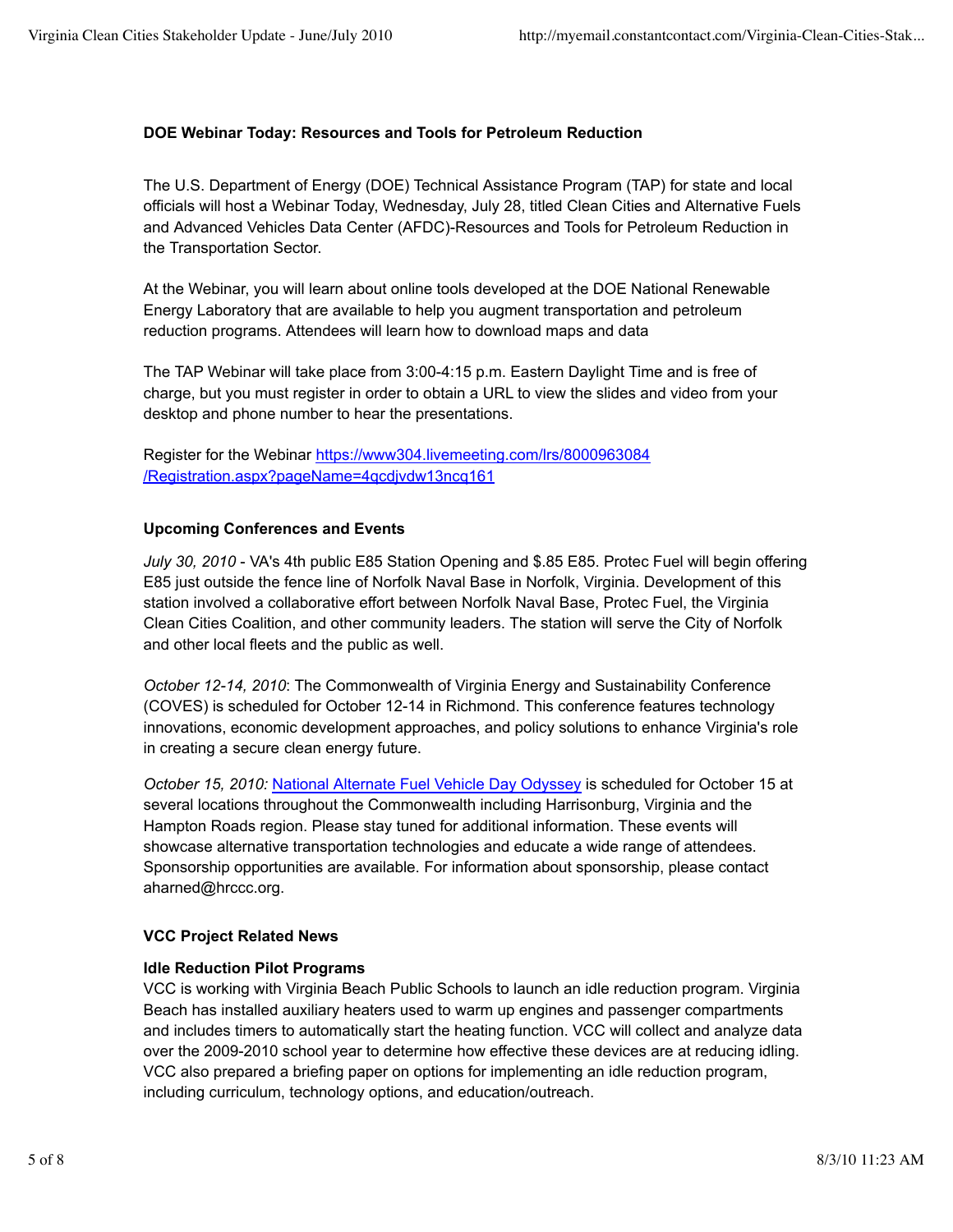**DOE Webinar Today: Resources and Tools for Petroleum Reduction**

The U.S. Department of Energy (DOE) Technical Assistance Program (TAP) for state and local officials will host a Webinar Today, Wednesday, July 28, titled Clean Cities and Alternative Fuels and Advanced Vehicles Data Center (AFDC)-Resources and Tools for Petroleum Reduction in the Transportation Sector.

At the Webinar, you will learn about online tools developed at the DOE National Renewable Energy Laboratory that are available to help you augment transportation and petroleum reduction programs. Attendees will learn how to download maps and data

The TAP Webinar will take place from 3:00-4:15 p.m. Eastern Daylight Time and is free of charge, but you must register in order to obtain a URL to view the slides and video from your desktop and phone number to hear the presentations.

Register for the Webinar [https://www304.livemeeting.com/lrs/8000963084/Registration.aspx?pageName=4qcdjvdw13ncq161](https://www304.livemeeting.com/lrs/8000963084/Registration.aspx?pageName=4qcdjvdw13ncq161)

**Upcoming Conferences and Events**

*July 30, 2010* - VA's 4th public E85 Station Opening and $.85 E85. Protec Fuel will begin offering E85 just outside the fence line of Norfolk Naval Base in Norfolk, Virginia. Development of this station involved a collaborative effort between Norfolk Naval Base, Protec Fuel, the Virginia Clean Cities Coalition, and other community leaders. The station will serve the City of Norfolk and other local fleets and the public as well.

*October 12-14, 2010*: The Commonwealth of Virginia Energy and Sustainability Conference (COVES) is scheduled for October 12-14 in Richmond. This conference features technology innovations, economic development approaches, and policy solutions to enhance Virginia's role in creating a secure clean energy future.

*October 15, 2010:* National Alternate Fuel Vehicle Day Odyssey is scheduled for October 15 at several locations throughout the Commonwealth including Harrisonburg, Virginia and the Hampton Roads region. Please stay tuned for additional information. These events will showcase alternative transportation technologies and educate a wide range of attendees. Sponsorship opportunities are available. For information about sponsorship, please contact aharned@hrccc.org.

**VCC Project Related News**

**Idle Reduction Pilot Programs**

VCC is working with Virginia Beach Public Schools to launch an idle reduction program. Virginia Beach has installed auxiliary heaters used to warm up engines and passenger compartments and includes timers to automatically start the heating function. VCC will collect and analyze data over the 2009-2010 school year to determine how effective these devices are at reducing idling. VCC also prepared a briefing paper on options for implementing an idle reduction program, including curriculum, technology options, and education/outreach.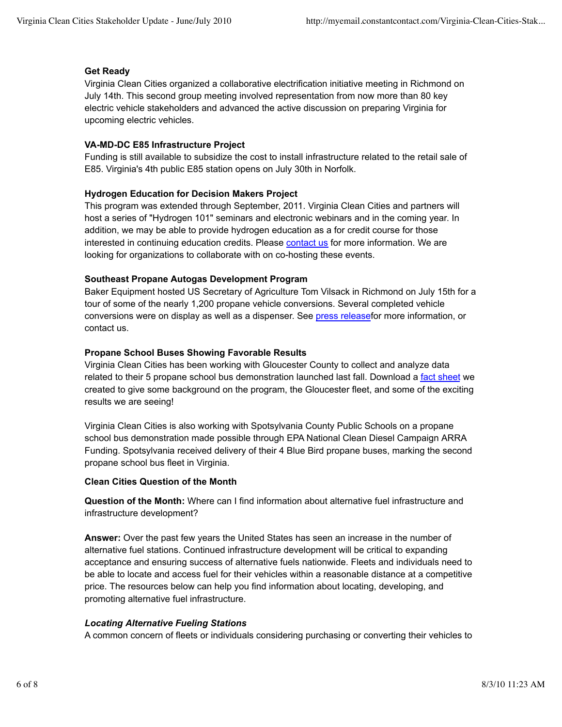**Get Ready**

Virginia Clean Cities organized a collaborative electrification initiative meeting in Richmond on July 14th. This second group meeting involved representation from now more than 80 key electric vehicle stakeholders and advanced the active discussion on preparing Virginia for upcoming electric vehicles.

**VA-MD-DC E85 Infrastructure Project**

Funding is still available to subsidize the cost to install infrastructure related to the retail sale of E85. Virginia's 4th public E85 station opens on July 30th in Norfolk.

**Hydrogen Education for Decision Makers Project**

This program was extended through September, 2011. Virginia Clean Cities and partners will host a series of "Hydrogen 101" seminars and electronic webinars and in the coming year. In addition, we may be able to provide hydrogen education as a for credit course for those interested in continuing education credits. Please contact us for more information. We are looking for organizations to collaborate with on co-hosting these events.

**Southeast Propane Autogas Development Program**

Baker Equipment hosted US Secretary of Agriculture Tom Vilsack in Richmond on July 15th for a tour of some of the nearly 1,200 propane vehicle conversions. Several completed vehicle conversions were on display as well as a dispenser. See press releasefor more information, or contact us.

**Propane School Buses Showing Favorable Results**

Virginia Clean Cities has been working with Gloucester County to collect and analyze data related to their 5 propane school bus demonstration launched last fall. Download a fact sheet we created to give some background on the program, the Gloucester fleet, and some of the exciting results we are seeing!

Virginia Clean Cities is also working with Spotsylvania County Public Schools on a propane school bus demonstration made possible through EPA National Clean Diesel Campaign ARRA Funding. Spotsylvania received delivery of their 4 Blue Bird propane buses, marking the second propane school bus fleet in Virginia.

**Clean Cities Question of the Month**

**Question of the Month:** Where can I find information about alternative fuel infrastructure and infrastructure development?

**Answer:** Over the past few years the United States has seen an increase in the number of alternative fuel stations. Continued infrastructure development will be critical to expanding acceptance and ensuring success of alternative fuels nationwide. Fleets and individuals need to be able to locate and access fuel for their vehicles within a reasonable distance at a competitive price. The resources below can help you find information about locating, developing, and promoting alternative fuel infrastructure.

***Locating Alternative Fueling Stations***

A common concern of fleets or individuals considering purchasing or converting their vehicles to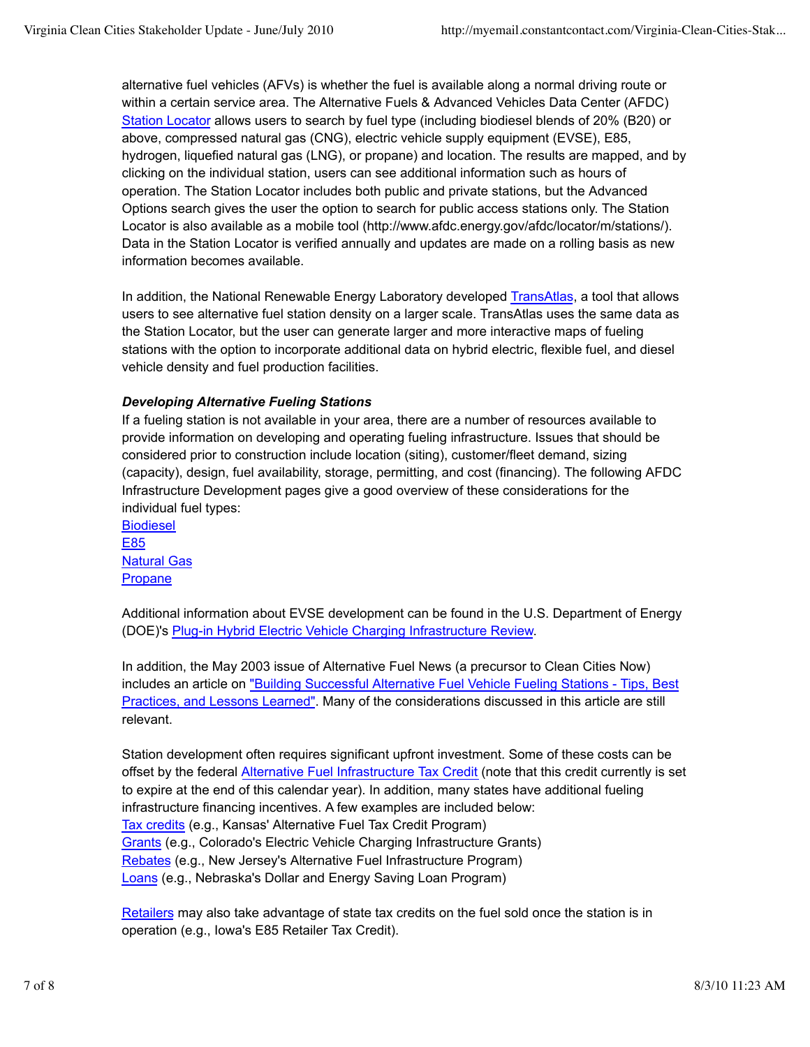alternative fuel vehicles (AFVs) is whether the fuel is available along a normal driving route or within a certain service area. The Alternative Fuels & Advanced Vehicles Data Center (AFDC) Station Locator allows users to search by fuel type (including biodiesel blends of 20% (B20) or above, compressed natural gas (CNG), electric vehicle supply equipment (EVSE), E85, hydrogen, liquefied natural gas (LNG), or propane) and location. The results are mapped, and by clicking on the individual station, users can see additional information such as hours of operation. The Station Locator includes both public and private stations, but the Advanced Options search gives the user the option to search for public access stations only. The Station Locator is also available as a mobile tool (http://www.afdc.energy.gov/afdc/locator/m/stations/). Data in the Station Locator is verified annually and updates are made on a rolling basis as new information becomes available.

In addition, the National Renewable Energy Laboratory developed TransAtlas, a tool that allows users to see alternative fuel station density on a larger scale. TransAtlas uses the same data as the Station Locator, but the user can generate larger and more interactive maps of fueling stations with the option to incorporate additional data on hybrid electric, flexible fuel, and diesel vehicle density and fuel production facilities.

***Developing Alternative Fueling Stations***

If a fueling station is not available in your area, there are a number of resources available to provide information on developing and operating fueling infrastructure. Issues that should be considered prior to construction include location (siting), customer/fleet demand, sizing (capacity), design, fuel availability, storage, permitting, and cost (financing). The following AFDC Infrastructure Development pages give a good overview of these considerations for the individual fuel types:

Biodiesel
E85
Natural Gas
Propane

Additional information about EVSE development can be found in the U.S. Department of Energy (DOE)'s Plug-in Hybrid Electric Vehicle Charging Infrastructure Review.

In addition, the May 2003 issue of Alternative Fuel News (a precursor to Clean Cities Now) includes an article on "Building Successful Alternative Fuel Vehicle Fueling Stations - Tips, Best Practices, and Lessons Learned". Many of the considerations discussed in this article are still relevant.

Station development often requires significant upfront investment. Some of these costs can be offset by the federal Alternative Fuel Infrastructure Tax Credit (note that this credit currently is set to expire at the end of this calendar year). In addition, many states have additional fueling infrastructure financing incentives. A few examples are included below:

Tax credits (e.g., Kansas' Alternative Fuel Tax Credit Program)
Grants (e.g., Colorado's Electric Vehicle Charging Infrastructure Grants)
Rebates (e.g., New Jersey's Alternative Fuel Infrastructure Program)
Loans (e.g., Nebraska's Dollar and Energy Saving Loan Program)

Retailers may also take advantage of state tax credits on the fuel sold once the station is in operation (e.g., Iowa's E85 Retailer Tax Credit).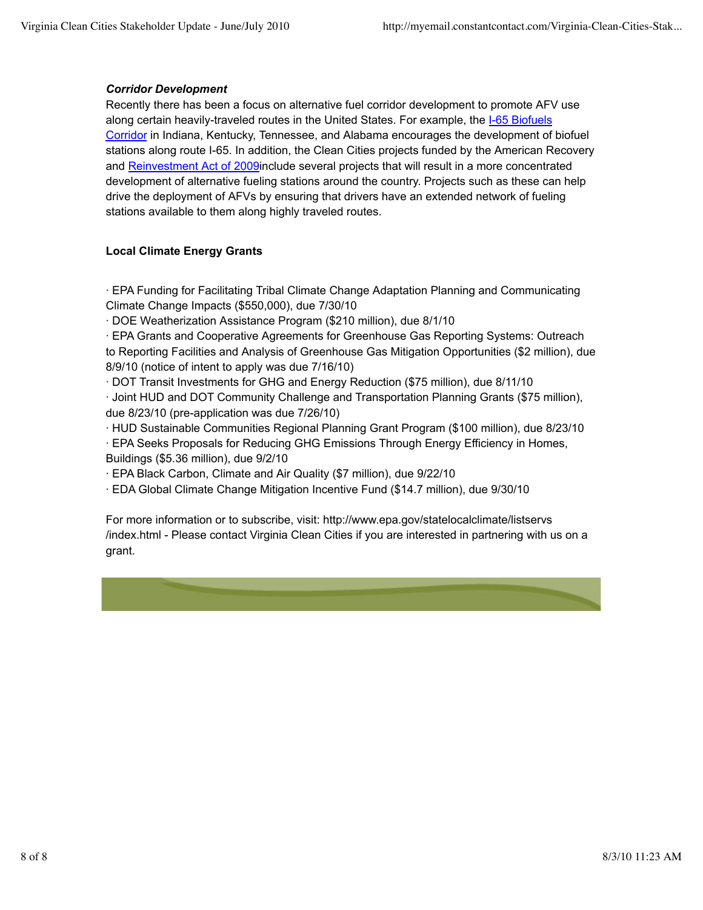***Corridor Development***

Recently there has been a focus on alternative fuel corridor development to promote AFV use along certain heavily-traveled routes in the United States. For example, the I-65 Biofuels Corridor in Indiana, Kentucky, Tennessee, and Alabama encourages the development of biofuel stations along route I-65. In addition, the Clean Cities projects funded by the American Recovery and Reinvestment Act of 2009include several projects that will result in a more concentrated development of alternative fueling stations around the country. Projects such as these can help drive the deployment of AFVs by ensuring that drivers have an extended network of fueling stations available to them along highly traveled routes.

**Local Climate Energy Grants**

· EPA Funding for Facilitating Tribal Climate Change Adaptation Planning and Communicating Climate Change Impacts ($550,000), due 7/30/10
· DOE Weatherization Assistance Program ($210 million), due 8/1/10
· EPA Grants and Cooperative Agreements for Greenhouse Gas Reporting Systems: Outreach to Reporting Facilities and Analysis of Greenhouse Gas Mitigation Opportunities ($2 million), due 8/9/10 (notice of intent to apply was due 7/16/10)
· DOT Transit Investments for GHG and Energy Reduction ($75 million), due 8/11/10
· Joint HUD and DOT Community Challenge and Transportation Planning Grants ($75 million), due 8/23/10 (pre-application was due 7/26/10)
· HUD Sustainable Communities Regional Planning Grant Program ($100 million), due 8/23/10
· EPA Seeks Proposals for Reducing GHG Emissions Through Energy Efficiency in Homes, Buildings ($5.36 million), due 9/2/10
· EPA Black Carbon, Climate and Air Quality ($7 million), due 9/22/10
· EDA Global Climate Change Mitigation Incentive Fund ($14.7 million), due 9/30/10

For more information or to subscribe, visit: http://www.epa.gov/statelocalclimate/listservs/index.html - Please contact Virginia Clean Cities if you are interested in partnering with us on a grant.